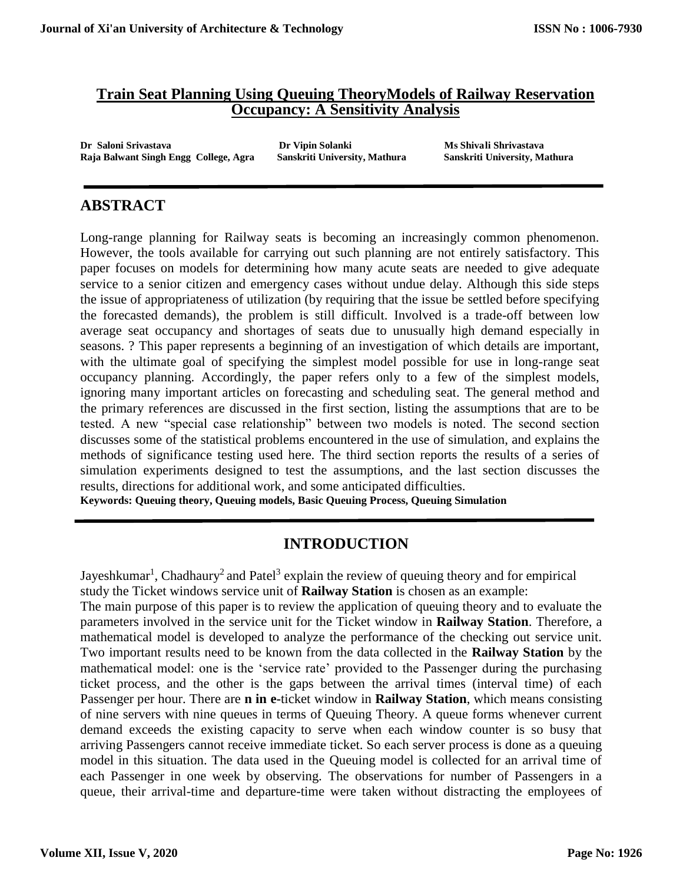# Train Seat Planning Using Queuing TheoryModels of Railway Reservation Occupancy: A Sensitivity Analysis

**Dr Saloni Srivastava**, Raja Balwant Singh Engg College, Agra

**Dr Vipin Solanki**, Sanskriti University, Mathura

**Ms Shivali Shrivastava**, Sanskriti University, Mathura

## ABSTRACT

Long-range planning for Railway seats is becoming an increasingly common phenomenon. However, the tools available for carrying out such planning are not entirely satisfactory. This paper focuses on models for determining how many acute seats are needed to give adequate service to a senior citizen and emergency cases without undue delay. Although this side steps the issue of appropriateness of utilization (by requiring that the issue be settled before specifying the forecasted demands), the problem is still difficult. Involved is a trade-off between low average seat occupancy and shortages of seats due to unusually high demand especially in seasons. ? This paper represents a beginning of an investigation of which details are important, with the ultimate goal of specifying the simplest model possible for use in long-range seat occupancy planning. Accordingly, the paper refers only to a few of the simplest models, ignoring many important articles on forecasting and scheduling seat. The general method and the primary references are discussed in the first section, listing the assumptions that are to be tested. A new "special case relationship" between two models is noted. The second section discusses some of the statistical problems encountered in the use of simulation, and explains the methods of significance testing used here. The third section reports the results of a series of simulation experiments designed to test the assumptions, and the last section discusses the results, directions for additional work, and some anticipated difficulties.

**Keywords: Queuing theory, Queuing models, Basic Queuing Process, Queuing Simulation**

## INTRODUCTION

Jayeshkumar[1], Chadhaury[2] and Patel[3] explain the review of queuing theory and for empirical study the Ticket windows service unit of **Railway Station** is chosen as an example:

The main purpose of this paper is to review the application of queuing theory and to evaluate the parameters involved in the service unit for the Ticket window in **Railway Station**. Therefore, a mathematical model is developed to analyze the performance of the checking out service unit. Two important results need to be known from the data collected in the **Railway Station** by the mathematical model: one is the 'service rate' provided to the Passenger during the purchasing ticket process, and the other is the gaps between the arrival times (interval time) of each Passenger per hour. There are **n in e**-ticket window in **Railway Station**, which means consisting of nine servers with nine queues in terms of Queuing Theory. A queue forms whenever current demand exceeds the existing capacity to serve when each window counter is so busy that arriving Passengers cannot receive immediate ticket. So each server process is done as a queuing model in this situation. The data used in the Queuing model is collected for an arrival time of each Passenger in one week by observing. The observations for number of Passengers in a queue, their arrival-time and departure-time were taken without distracting the employees of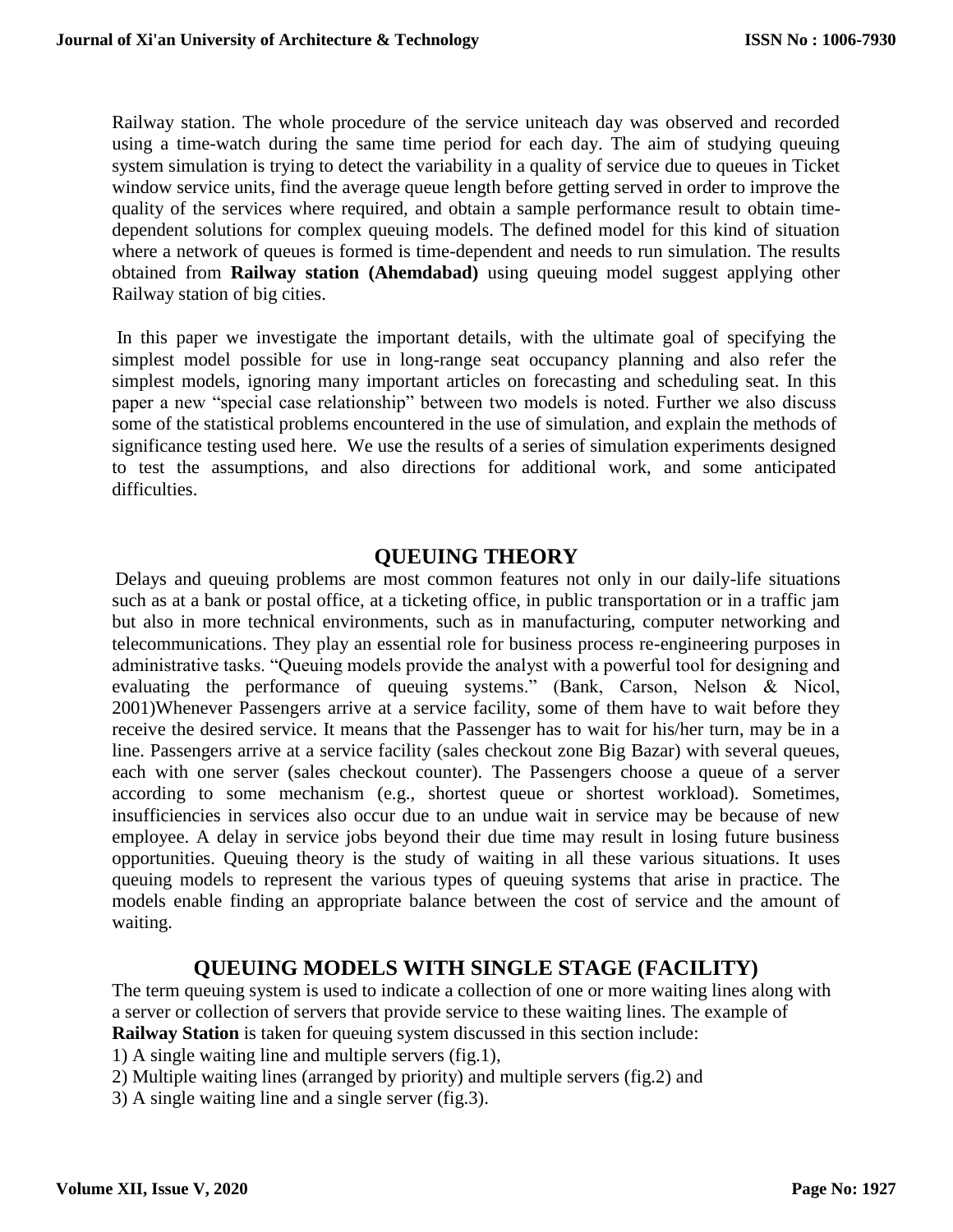Railway station. The whole procedure of the service uniteach day was observed and recorded using a time-watch during the same time period for each day. The aim of studying queuing system simulation is trying to detect the variability in a quality of service due to queues in Ticket window service units, find the average queue length before getting served in order to improve the quality of the services where required, and obtain a sample performance result to obtain time-dependent solutions for complex queuing models. The defined model for this kind of situation where a network of queues is formed is time-dependent and needs to run simulation. The results obtained from **Railway station (Ahemdabad)** using queuing model suggest applying other Railway station of big cities.

In this paper we investigate the important details, with the ultimate goal of specifying the simplest model possible for use in long-range seat occupancy planning and also refer the simplest models, ignoring many important articles on forecasting and scheduling seat. In this paper a new "special case relationship" between two models is noted. Further we also discuss some of the statistical problems encountered in the use of simulation, and explain the methods of significance testing used here. We use the results of a series of simulation experiments designed to test the assumptions, and also directions for additional work, and some anticipated difficulties.

## QUEUING THEORY

Delays and queuing problems are most common features not only in our daily-life situations such as at a bank or postal office, at a ticketing office, in public transportation or in a traffic jam but also in more technical environments, such as in manufacturing, computer networking and telecommunications. They play an essential role for business process re-engineering purposes in administrative tasks. "Queuing models provide the analyst with a powerful tool for designing and evaluating the performance of queuing systems." (Bank, Carson, Nelson & Nicol, 2001)Whenever Passengers arrive at a service facility, some of them have to wait before they receive the desired service. It means that the Passenger has to wait for his/her turn, may be in a line. Passengers arrive at a service facility (sales checkout zone Big Bazar) with several queues, each with one server (sales checkout counter). The Passengers choose a queue of a server according to some mechanism (e.g., shortest queue or shortest workload). Sometimes, insufficiencies in services also occur due to an undue wait in service may be because of new employee. A delay in service jobs beyond their due time may result in losing future business opportunities. Queuing theory is the study of waiting in all these various situations. It uses queuing models to represent the various types of queuing systems that arise in practice. The models enable finding an appropriate balance between the cost of service and the amount of waiting.

## QUEUING MODELS WITH SINGLE STAGE (FACILITY)

The term queuing system is used to indicate a collection of one or more waiting lines along with a server or collection of servers that provide service to these waiting lines. The example of **Railway Station** is taken for queuing system discussed in this section include:

1) A single waiting line and multiple servers (fig.1),
2) Multiple waiting lines (arranged by priority) and multiple servers (fig.2) and
3) A single waiting line and a single server (fig.3).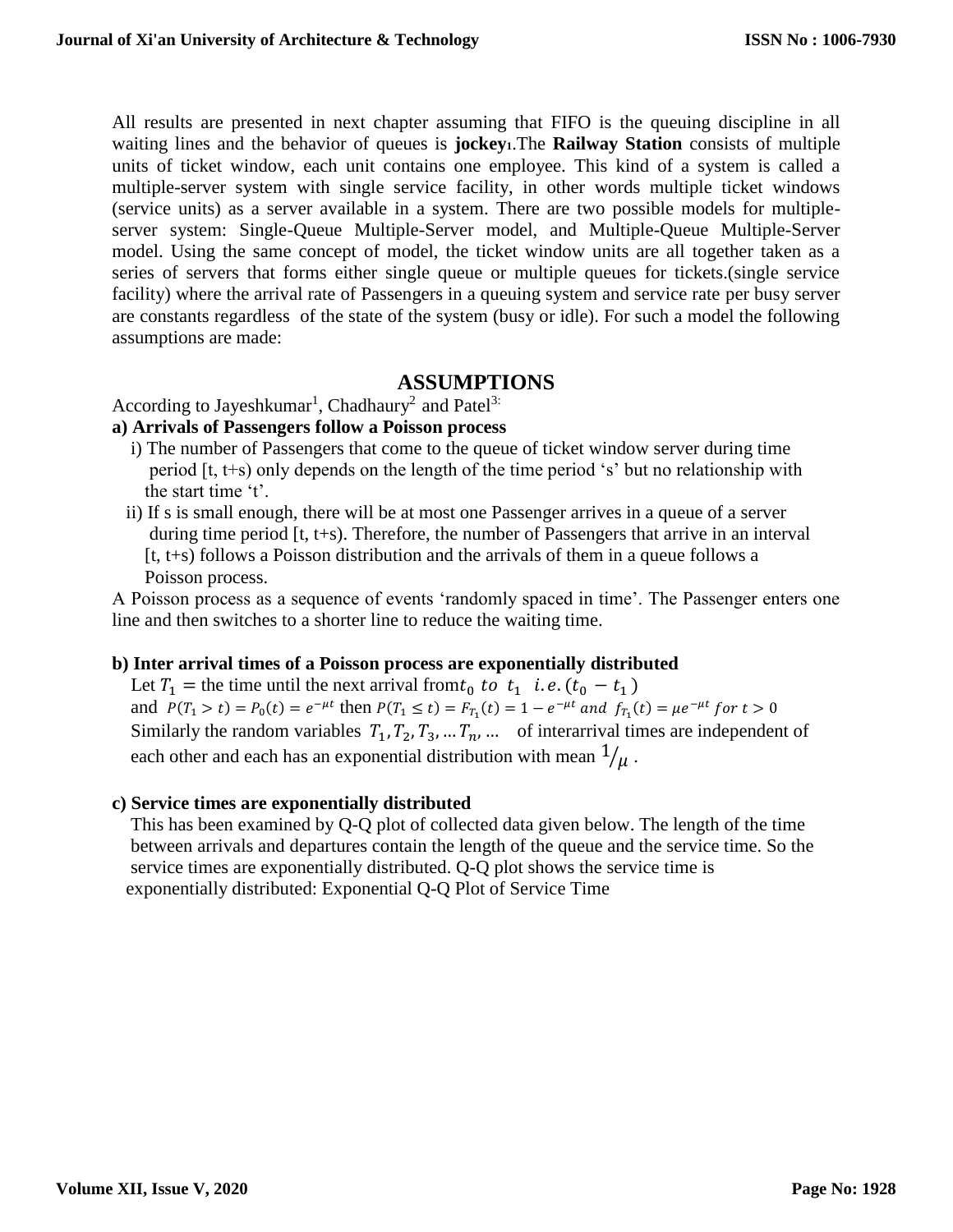All results are presented in next chapter assuming that FIFO is the queuing discipline in all waiting lines and the behavior of queues is **jockey**[1].The **Railway Station** consists of multiple units of ticket window, each unit contains one employee. This kind of a system is called a multiple-server system with single service facility, in other words multiple ticket windows (service units) as a server available in a system. There are two possible models for multiple-server system: Single-Queue Multiple-Server model, and Multiple-Queue Multiple-Server model. Using the same concept of model, the ticket window units are all together taken as a series of servers that forms either single queue or multiple queues for tickets.(single service facility) where the arrival rate of Passengers in a queuing system and service rate per busy server are constants regardless of the state of the system (busy or idle). For such a model the following assumptions are made:

## ASSUMPTIONS

According to Jayeshkumar[1], Chadhaury[2] and Patel[3:]

**a) Arrivals of Passengers follow a Poisson process**

i) The number of Passengers that come to the queue of ticket window server during time period [t, t+s) only depends on the length of the time period 's' but no relationship with the start time 't'.

ii) If s is small enough, there will be at most one Passenger arrives in a queue of a server during time period [t, t+s). Therefore, the number of Passengers that arrive in an interval [t, t+s) follows a Poisson distribution and the arrivals of them in a queue follows a Poisson process.

A Poisson process as a sequence of events 'randomly spaced in time'. The Passenger enters one line and then switches to a shorter line to reduce the waiting time.

**b) Inter arrival times of a Poisson process are exponentially distributed**

Let $T_1 =$ the time until the next arrival from$t_0$ $to$ $t_1$ $i.e. (t_0 - t_1)$ and $P(T_1 > t) = P_0(t) = e^{-\mu t}$ then $P(T_1 \leq t) = F_{T_1}(t) = 1 - e^{-\mu t}$ $and$ $f_{T_1}(t) = \mu e^{-\mu t}$ $for$ $t > 0$

Similarly the random variables $T_1, T_2, T_3, \ldots T_n, \ldots$ of interarrival times are independent of each other and each has an exponential distribution with mean $1/_{\mu}$ .

**c) Service times are exponentially distributed**

This has been examined by Q-Q plot of collected data given below. The length of the time between arrivals and departures contain the length of the queue and the service time. So the service times are exponentially distributed. Q-Q plot shows the service time is exponentially distributed: Exponential Q-Q Plot of Service Time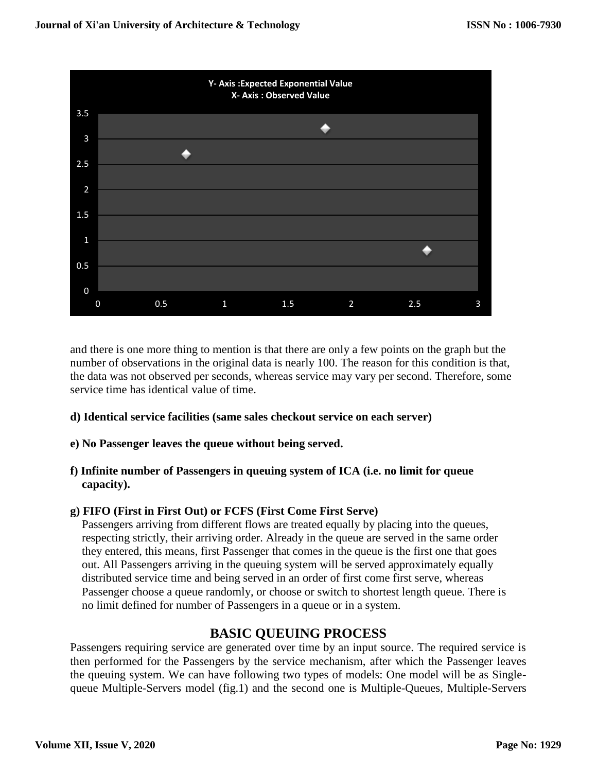and there is one more thing to mention is that there are only a few points on the graph but the number of observations in the original data is nearly 100. The reason for this condition is that, the data was not observed per seconds, whereas service may vary per second. Therefore, some service time has identical value of time.

**d) Identical service facilities (same sales checkout service on each server)**

**e) No Passenger leaves the queue without being served.**

**f) Infinite number of Passengers in queuing system of ICA (i.e. no limit for queue capacity).**

**g) FIFO (First in First Out) or FCFS (First Come First Serve)**

Passengers arriving from different flows are treated equally by placing into the queues, respecting strictly, their arriving order. Already in the queue are served in the same order they entered, this means, first Passenger that comes in the queue is the first one that goes out. All Passengers arriving in the queuing system will be served approximately equally distributed service time and being served in an order of first come first serve, whereas Passenger choose a queue randomly, or choose or switch to shortest length queue. There is no limit defined for number of Passengers in a queue or in a system.

## BASIC QUEUING PROCESS

Passengers requiring service are generated over time by an input source. The required service is then performed for the Passengers by the service mechanism, after which the Passenger leaves the queuing system. We can have following two types of models: One model will be as Single-queue Multiple-Servers model (fig.1) and the second one is Multiple-Queues, Multiple-Servers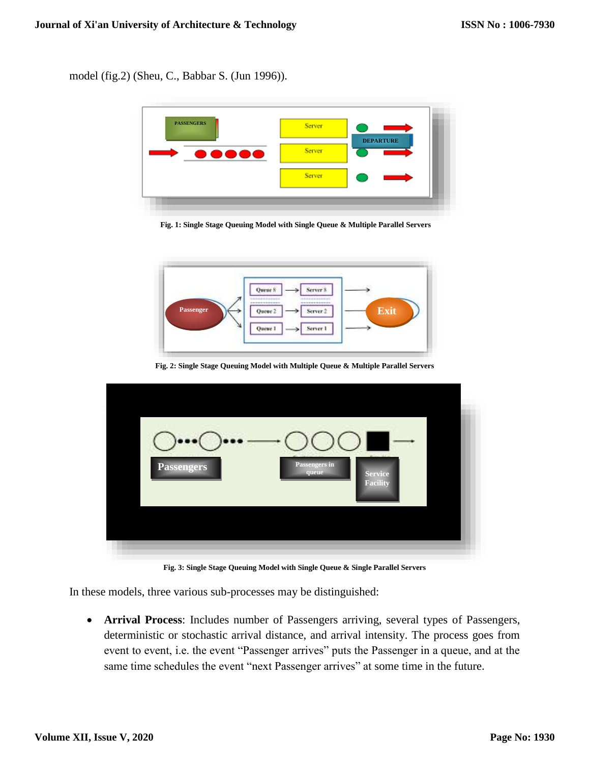model (fig.2) (Sheu, C., Babbar S. (Jun 1996)).

Fig. 1: Single Stage Queuing Model with Single Queue & Multiple Parallel Servers

Fig. 2: Single Stage Queuing Model with Multiple Queue & Multiple Parallel Servers

Fig. 3: Single Stage Queuing Model with Single Queue & Single Parallel Servers

In these models, three various sub-processes may be distinguished:

- **Arrival Process**: Includes number of Passengers arriving, several types of Passengers, deterministic or stochastic arrival distance, and arrival intensity. The process goes from event to event, i.e. the event "Passenger arrives" puts the Passenger in a queue, and at the same time schedules the event "next Passenger arrives" at some time in the future.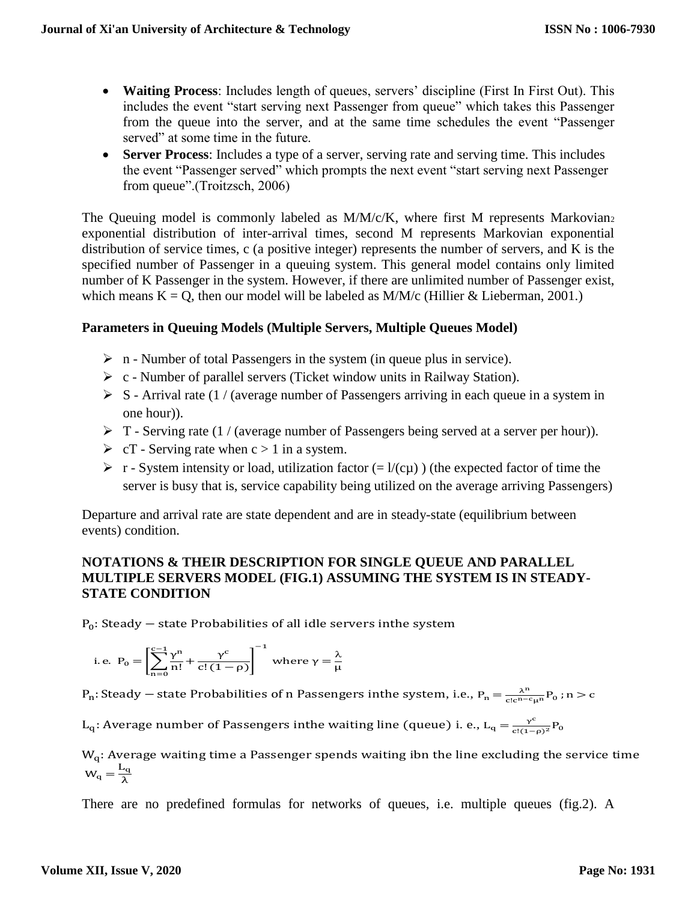- **Waiting Process**: Includes length of queues, servers' discipline (First In First Out). This includes the event "start serving next Passenger from queue" which takes this Passenger from the queue into the server, and at the same time schedules the event "Passenger served" at some time in the future.
- **Server Process**: Includes a type of a server, serving rate and serving time. This includes the event "Passenger served" which prompts the next event "start serving next Passenger from queue".(Troitzsch, 2006)

The Queuing model is commonly labeled as M/M/c/K, where first M represents Markovian[2] exponential distribution of inter-arrival times, second M represents Markovian exponential distribution of service times, c (a positive integer) represents the number of servers, and K is the specified number of Passenger in a queuing system. This general model contains only limited number of K Passenger in the system. However, if there are unlimited number of Passenger exist, which means K = Q, then our model will be labeled as M/M/c (Hillier & Lieberman, 2001.)

### Parameters in Queuing Models (Multiple Servers, Multiple Queues Model)

- n - Number of total Passengers in the system (in queue plus in service).
- c - Number of parallel servers (Ticket window units in Railway Station).
- S - Arrival rate (1 / (average number of Passengers arriving in each queue in a system in one hour)).
- T - Serving rate (1 / (average number of Passengers being served at a server per hour)).
- cT - Serving rate when c > 1 in a system.
- r - System intensity or load, utilization factor (= l/(cµ) ) (the expected factor of time the server is busy that is, service capability being utilized on the average arriving Passengers)

Departure and arrival rate are state dependent and are in steady-state (equilibrium between events) condition.

### NOTATIONS & THEIR DESCRIPTION FOR SINGLE QUEUE AND PARALLEL MULTIPLE SERVERS MODEL (FIG.1) ASSUMING THE SYSTEM IS IN STEADY-STATE CONDITION

$P_0$: Steady − state Probabilities of all idle servers inthe system

i. e. $P_0 = \left[\sum_{n=0}^{c-1} \frac{\gamma^n}{n!} + \frac{\gamma^c}{c!\,(1-\rho)}\right]^{-1}$ where $\gamma = \frac{\lambda}{\mu}$

$P_n$: Steady − state Probabilities of n Passengers inthe system, i.e., $P_n = \frac{\lambda^n}{c!c^{n-c}\mu^n} P_0$ ; $n > c$

$L_q$: Average number of Passengers inthe waiting line (queue) i. e., $L_q = \frac{\gamma^c}{c!(1-\rho)^2} P_0$

$W_q$: Average waiting time a Passenger spends waiting ibn the line excluding the service time $W_q = \frac{L_q}{\lambda}$

There are no predefined formulas for networks of queues, i.e. multiple queues (fig.2). A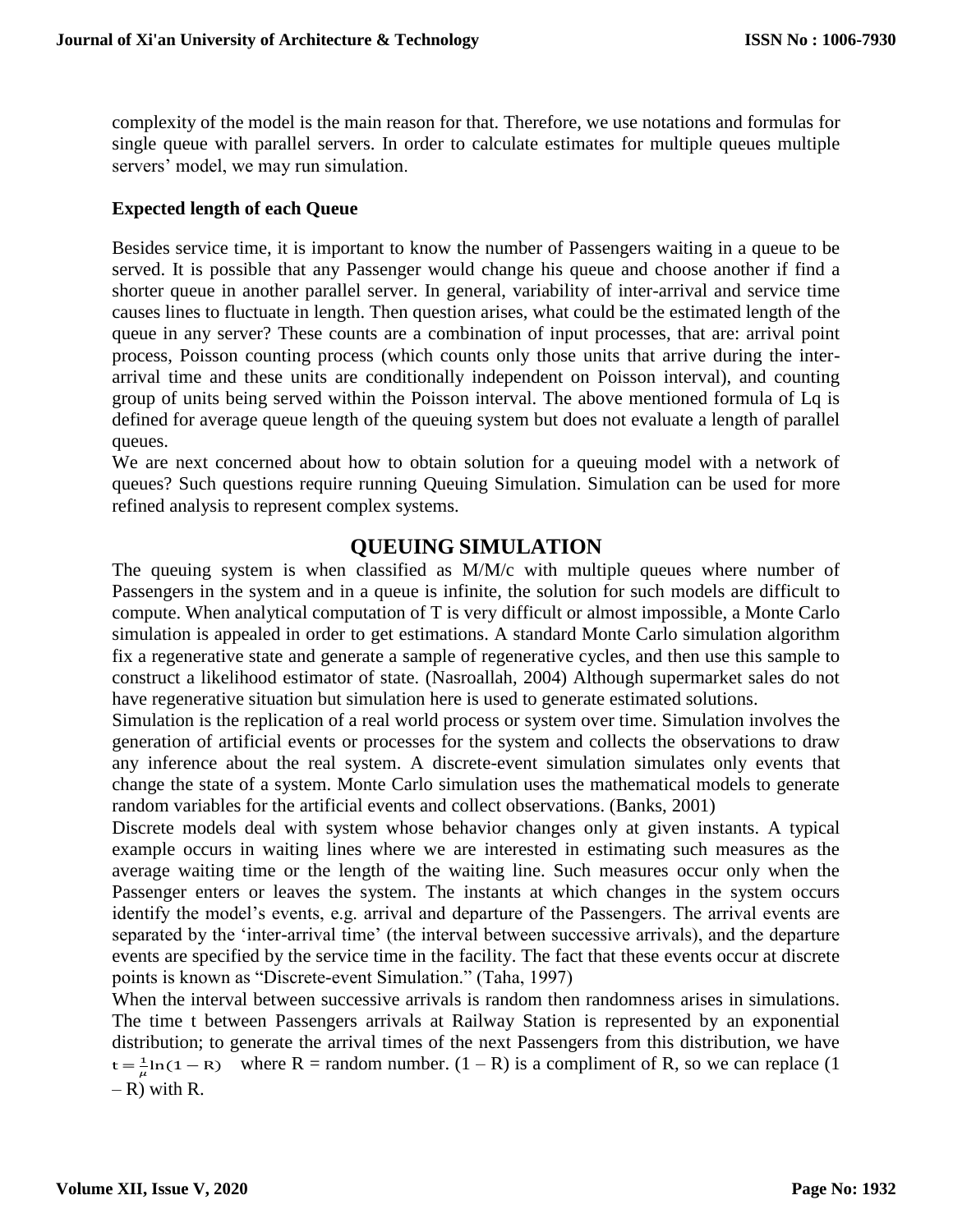complexity of the model is the main reason for that. Therefore, we use notations and formulas for single queue with parallel servers. In order to calculate estimates for multiple queues multiple servers' model, we may run simulation.

### Expected length of each Queue

Besides service time, it is important to know the number of Passengers waiting in a queue to be served. It is possible that any Passenger would change his queue and choose another if find a shorter queue in another parallel server. In general, variability of inter-arrival and service time causes lines to fluctuate in length. Then question arises, what could be the estimated length of the queue in any server? These counts are a combination of input processes, that are: arrival point process, Poisson counting process (which counts only those units that arrive during the inter-arrival time and these units are conditionally independent on Poisson interval), and counting group of units being served within the Poisson interval. The above mentioned formula of Lq is defined for average queue length of the queuing system but does not evaluate a length of parallel queues.

We are next concerned about how to obtain solution for a queuing model with a network of queues? Such questions require running Queuing Simulation. Simulation can be used for more refined analysis to represent complex systems.

## QUEUING SIMULATION

The queuing system is when classified as M/M/c with multiple queues where number of Passengers in the system and in a queue is infinite, the solution for such models are difficult to compute. When analytical computation of T is very difficult or almost impossible, a Monte Carlo simulation is appealed in order to get estimations. A standard Monte Carlo simulation algorithm fix a regenerative state and generate a sample of regenerative cycles, and then use this sample to construct a likelihood estimator of state. (Nasroallah, 2004) Although supermarket sales do not have regenerative situation but simulation here is used to generate estimated solutions.

Simulation is the replication of a real world process or system over time. Simulation involves the generation of artificial events or processes for the system and collects the observations to draw any inference about the real system. A discrete-event simulation simulates only events that change the state of a system. Monte Carlo simulation uses the mathematical models to generate random variables for the artificial events and collect observations. (Banks, 2001)

Discrete models deal with system whose behavior changes only at given instants. A typical example occurs in waiting lines where we are interested in estimating such measures as the average waiting time or the length of the waiting line. Such measures occur only when the Passenger enters or leaves the system. The instants at which changes in the system occurs identify the model's events, e.g. arrival and departure of the Passengers. The arrival events are separated by the 'inter-arrival time' (the interval between successive arrivals), and the departure events are specified by the service time in the facility. The fact that these events occur at discrete points is known as "Discrete-event Simulation." (Taha, 1997)

When the interval between successive arrivals is random then randomness arises in simulations. The time t between Passengers arrivals at Railway Station is represented by an exponential distribution; to generate the arrival times of the next Passengers from this distribution, we have $t = \frac{1}{\mu}\ln(1 - R)$ where R = random number. $(1 - R)$ is a compliment of R, so we can replace $(1 - R)$ with R.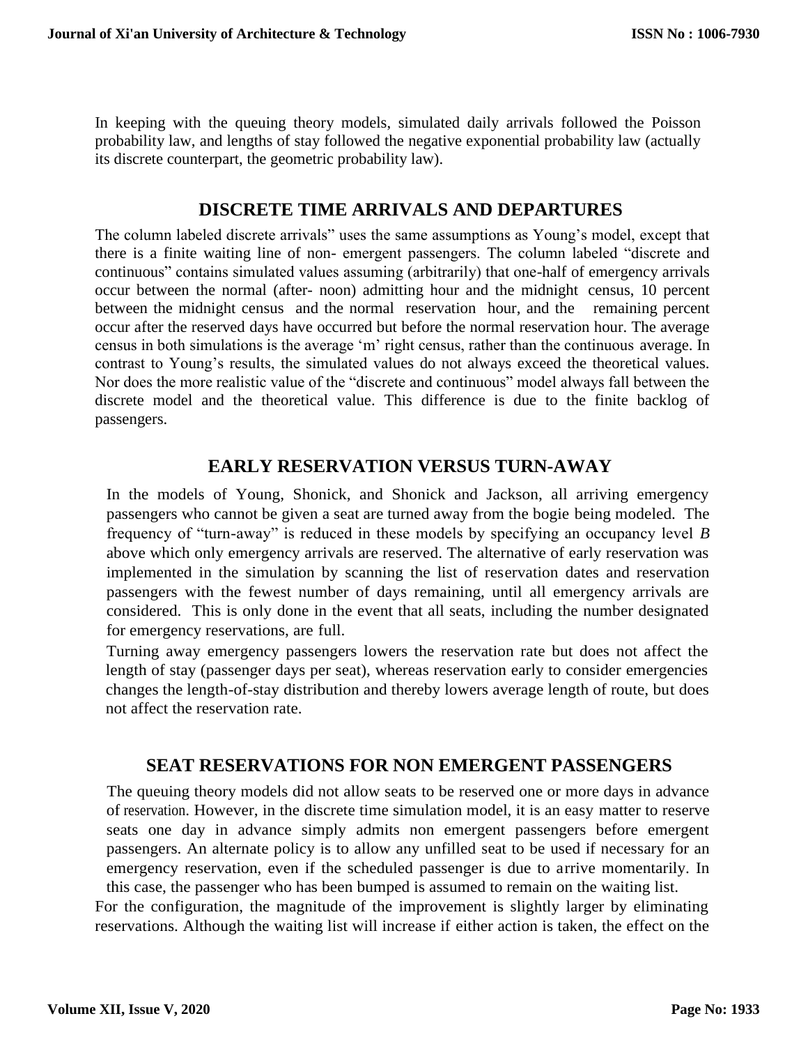In keeping with the queuing theory models, simulated daily arrivals followed the Poisson probability law, and lengths of stay followed the negative exponential probability law (actually its discrete counterpart, the geometric probability law).

## DISCRETE TIME ARRIVALS AND DEPARTURES

The column labeled discrete arrivals" uses the same assumptions as Young's model, except that there is a finite waiting line of non- emergent passengers. The column labeled "discrete and continuous" contains simulated values assuming (arbitrarily) that one-half of emergency arrivals occur between the normal (after- noon) admitting hour and the midnight census, 10 percent between the midnight census and the normal reservation hour, and the remaining percent occur after the reserved days have occurred but before the normal reservation hour. The average census in both simulations is the average 'm' right census, rather than the continuous average. In contrast to Young's results, the simulated values do not always exceed the theoretical values. Nor does the more realistic value of the "discrete and continuous" model always fall between the discrete model and the theoretical value. This difference is due to the finite backlog of passengers.

## EARLY RESERVATION VERSUS TURN-AWAY

In the models of Young, Shonick, and Shonick and Jackson, all arriving emergency passengers who cannot be given a seat are turned away from the bogie being modeled. The frequency of "turn-away" is reduced in these models by specifying an occupancy level *B* above which only emergency arrivals are reserved. The alternative of early reservation was implemented in the simulation by scanning the list of reservation dates and reservation passengers with the fewest number of days remaining, until all emergency arrivals are considered. This is only done in the event that all seats, including the number designated for emergency reservations, are full.

Turning away emergency passengers lowers the reservation rate but does not affect the length of stay (passenger days per seat), whereas reservation early to consider emergencies changes the length-of-stay distribution and thereby lowers average length of route, but does not affect the reservation rate.

## SEAT RESERVATIONS FOR NON EMERGENT PASSENGERS

The queuing theory models did not allow seats to be reserved one or more days in advance of reservation. However, in the discrete time simulation model, it is an easy matter to reserve seats one day in advance simply admits non emergent passengers before emergent passengers. An alternate policy is to allow any unfilled seat to be used if necessary for an emergency reservation, even if the scheduled passenger is due to arrive momentarily. In this case, the passenger who has been bumped is assumed to remain on the waiting list.

For the configuration, the magnitude of the improvement is slightly larger by eliminating reservations. Although the waiting list will increase if either action is taken, the effect on the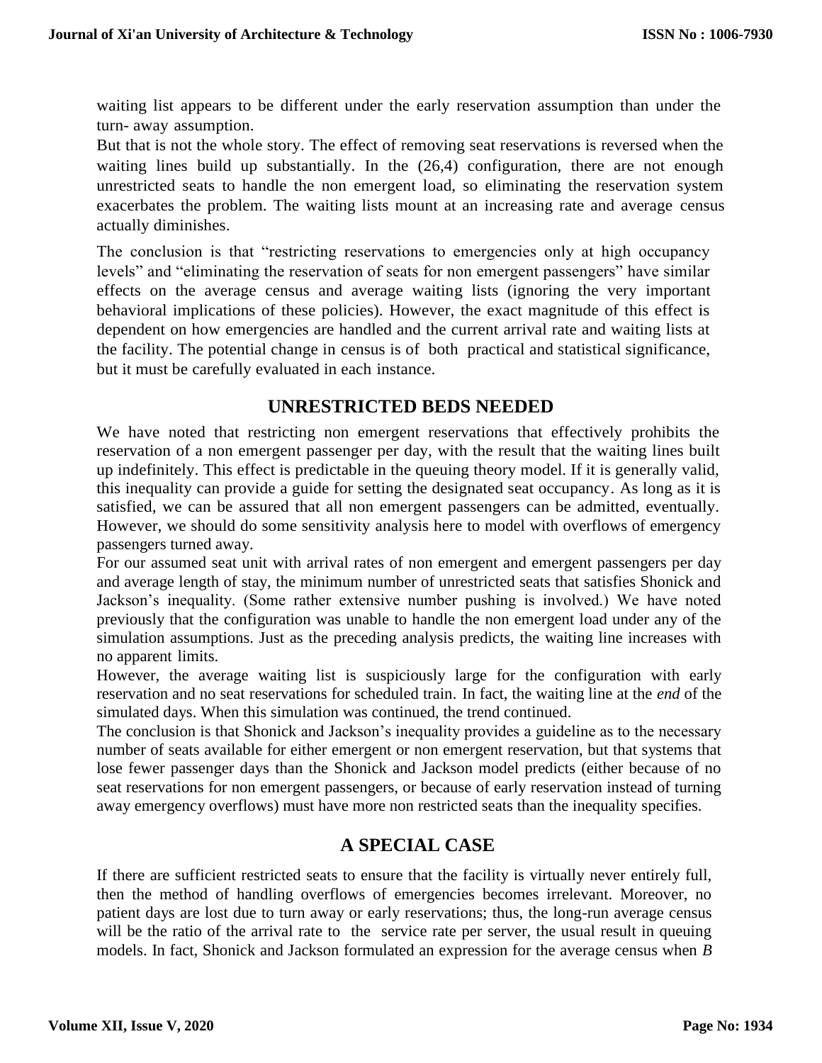waiting list appears to be different under the early reservation assumption than under the turn- away assumption.

But that is not the whole story. The effect of removing seat reservations is reversed when the waiting lines build up substantially. In the (26,4) configuration, there are not enough unrestricted seats to handle the non emergent load, so eliminating the reservation system exacerbates the problem. The waiting lists mount at an increasing rate and average census actually diminishes.

The conclusion is that "restricting reservations to emergencies only at high occupancy levels" and "eliminating the reservation of seats for non emergent passengers" have similar effects on the average census and average waiting lists (ignoring the very important behavioral implications of these policies). However, the exact magnitude of this effect is dependent on how emergencies are handled and the current arrival rate and waiting lists at the facility. The potential change in census is of both practical and statistical significance, but it must be carefully evaluated in each instance.

## UNRESTRICTED BEDS NEEDED

We have noted that restricting non emergent reservations that effectively prohibits the reservation of a non emergent passenger per day, with the result that the waiting lines built up indefinitely. This effect is predictable in the queuing theory model. If it is generally valid, this inequality can provide a guide for setting the designated seat occupancy. As long as it is satisfied, we can be assured that all non emergent passengers can be admitted, eventually. However, we should do some sensitivity analysis here to model with overflows of emergency passengers turned away.

For our assumed seat unit with arrival rates of non emergent and emergent passengers per day and average length of stay, the minimum number of unrestricted seats that satisfies Shonick and Jackson's inequality. (Some rather extensive number pushing is involved.) We have noted previously that the configuration was unable to handle the non emergent load under any of the simulation assumptions. Just as the preceding analysis predicts, the waiting line increases with no apparent limits.

However, the average waiting list is suspiciously large for the configuration with early reservation and no seat reservations for scheduled train. In fact, the waiting line at the *end* of the simulated days. When this simulation was continued, the trend continued.

The conclusion is that Shonick and Jackson's inequality provides a guideline as to the necessary number of seats available for either emergent or non emergent reservation, but that systems that lose fewer passenger days than the Shonick and Jackson model predicts (either because of no seat reservations for non emergent passengers, or because of early reservation instead of turning away emergency overflows) must have more non restricted seats than the inequality specifies.

## A SPECIAL CASE

If there are sufficient restricted seats to ensure that the facility is virtually never entirely full, then the method of handling overflows of emergencies becomes irrelevant. Moreover, no patient days are lost due to turn away or early reservations; thus, the long-run average census will be the ratio of the arrival rate to the service rate per server, the usual result in queuing models. In fact, Shonick and Jackson formulated an expression for the average census when $B$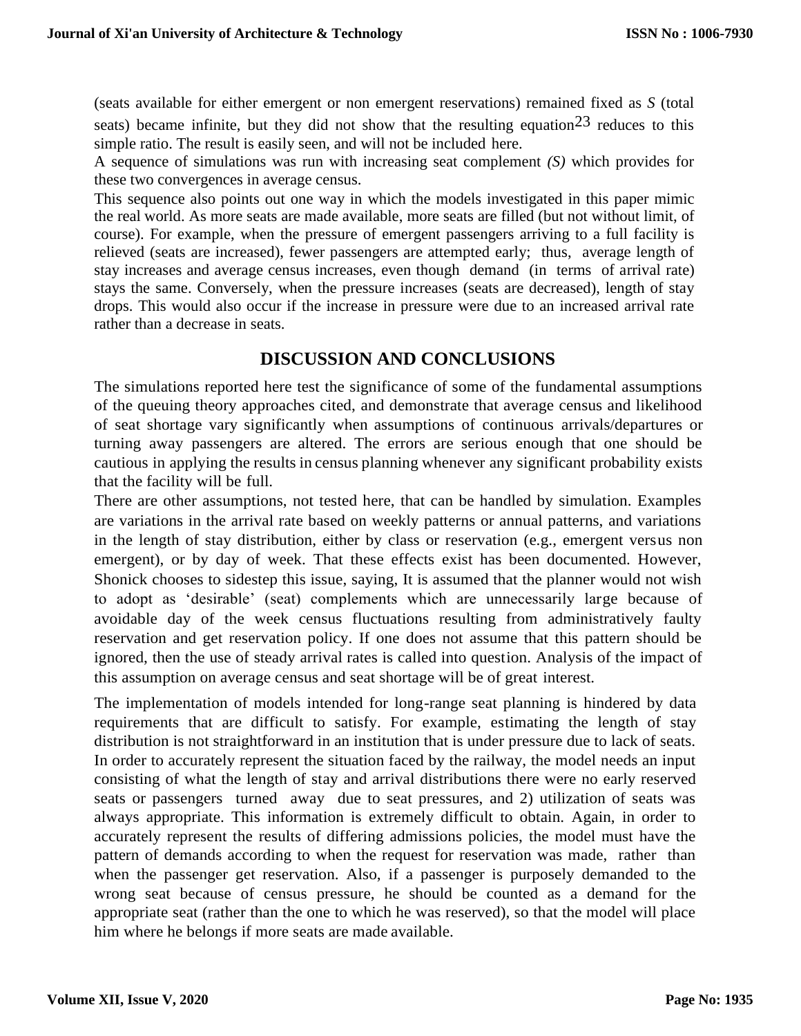(seats available for either emergent or non emergent reservations) remained fixed as *S* (total seats) became infinite, but they did not show that the resulting equation[23] reduces to this simple ratio. The result is easily seen, and will not be included here.
A sequence of simulations was run with increasing seat complement *(S)* which provides for these two convergences in average census.
This sequence also points out one way in which the models investigated in this paper mimic the real world. As more seats are made available, more seats are filled (but not without limit, of course). For example, when the pressure of emergent passengers arriving to a full facility is relieved (seats are increased), fewer passengers are attempted early; thus, average length of stay increases and average census increases, even though demand (in terms of arrival rate) stays the same. Conversely, when the pressure increases (seats are decreased), length of stay drops. This would also occur if the increase in pressure were due to an increased arrival rate rather than a decrease in seats.

## DISCUSSION AND CONCLUSIONS

The simulations reported here test the significance of some of the fundamental assumptions of the queuing theory approaches cited, and demonstrate that average census and likelihood of seat shortage vary significantly when assumptions of continuous arrivals/departures or turning away passengers are altered. The errors are serious enough that one should be cautious in applying the results in census planning whenever any significant probability exists that the facility will be full.
There are other assumptions, not tested here, that can be handled by simulation. Examples are variations in the arrival rate based on weekly patterns or annual patterns, and variations in the length of stay distribution, either by class or reservation (e.g., emergent versus non emergent), or by day of week. That these effects exist has been documented. However, Shonick chooses to sidestep this issue, saying, It is assumed that the planner would not wish to adopt as 'desirable' (seat) complements which are unnecessarily large because of avoidable day of the week census fluctuations resulting from administratively faulty reservation and get reservation policy. If one does not assume that this pattern should be ignored, then the use of steady arrival rates is called into question. Analysis of the impact of this assumption on average census and seat shortage will be of great interest.

The implementation of models intended for long-range seat planning is hindered by data requirements that are difficult to satisfy. For example, estimating the length of stay distribution is not straightforward in an institution that is under pressure due to lack of seats. In order to accurately represent the situation faced by the railway, the model needs an input consisting of what the length of stay and arrival distributions there were no early reserved seats or passengers turned away due to seat pressures, and 2) utilization of seats was always appropriate. This information is extremely difficult to obtain. Again, in order to accurately represent the results of differing admissions policies, the model must have the pattern of demands according to when the request for reservation was made, rather than when the passenger get reservation. Also, if a passenger is purposely demanded to the wrong seat because of census pressure, he should be counted as a demand for the appropriate seat (rather than the one to which he was reserved), so that the model will place him where he belongs if more seats are made available.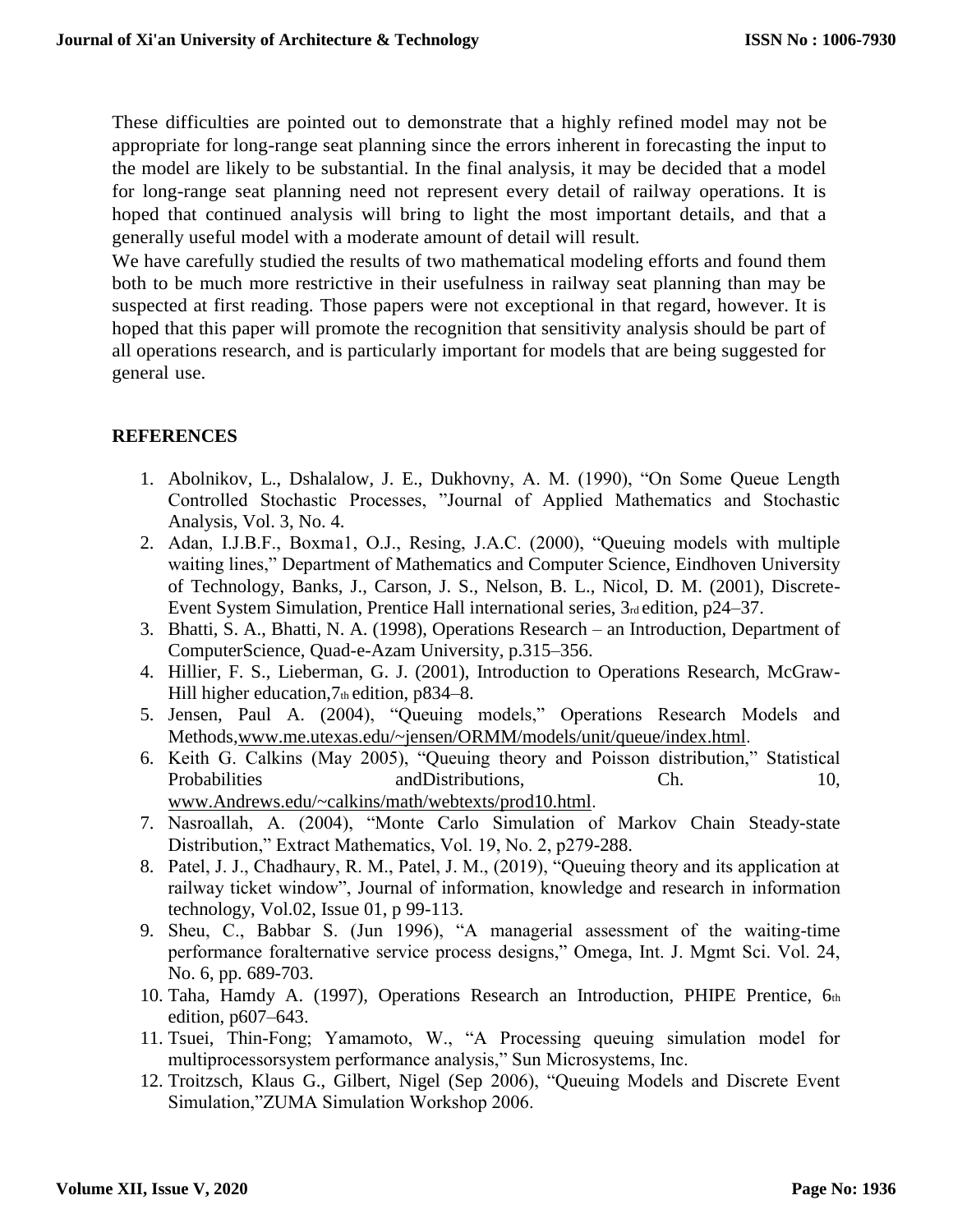These difficulties are pointed out to demonstrate that a highly refined model may not be appropriate for long-range seat planning since the errors inherent in forecasting the input to the model are likely to be substantial. In the final analysis, it may be decided that a model for long-range seat planning need not represent every detail of railway operations. It is hoped that continued analysis will bring to light the most important details, and that a generally useful model with a moderate amount of detail will result.

We have carefully studied the results of two mathematical modeling efforts and found them both to be much more restrictive in their usefulness in railway seat planning than may be suspected at first reading. Those papers were not exceptional in that regard, however. It is hoped that this paper will promote the recognition that sensitivity analysis should be part of all operations research, and is particularly important for models that are being suggested for general use.

## REFERENCES

1. Abolnikov, L., Dshalalow, J. E., Dukhovny, A. M. (1990), "On Some Queue Length Controlled Stochastic Processes, "Journal of Applied Mathematics and Stochastic Analysis, Vol. 3, No. 4.
2. Adan, I.J.B.F., Boxma1, O.J., Resing, J.A.C. (2000), "Queuing models with multiple waiting lines," Department of Mathematics and Computer Science, Eindhoven University of Technology, Banks, J., Carson, J. S., Nelson, B. L., Nicol, D. M. (2001), Discrete-Event System Simulation, Prentice Hall international series, 3rd edition, p24–37.
3. Bhatti, S. A., Bhatti, N. A. (1998), Operations Research – an Introduction, Department of ComputerScience, Quad-e-Azam University, p.315–356.
4. Hillier, F. S., Lieberman, G. J. (2001), Introduction to Operations Research, McGraw-Hill higher education,7th edition, p834–8.
5. Jensen, Paul A. (2004), "Queuing models," Operations Research Models and Methods,www.me.utexas.edu/~jensen/ORMM/models/unit/queue/index.html.
6. Keith G. Calkins (May 2005), "Queuing theory and Poisson distribution," Statistical Probabilities andDistributions, Ch. 10, www.Andrews.edu/~calkins/math/webtexts/prod10.html.
7. Nasroallah, A. (2004), "Monte Carlo Simulation of Markov Chain Steady-state Distribution," Extract Mathematics, Vol. 19, No. 2, p279-288.
8. Patel, J. J., Chadhaury, R. M., Patel, J. M., (2019), "Queuing theory and its application at railway ticket window", Journal of information, knowledge and research in information technology, Vol.02, Issue 01, p 99-113.
9. Sheu, C., Babbar S. (Jun 1996), "A managerial assessment of the waiting-time performance foralternative service process designs," Omega, Int. J. Mgmt Sci. Vol. 24, No. 6, pp. 689-703.
10. Taha, Hamdy A. (1997), Operations Research an Introduction, PHIPE Prentice, 6th edition, p607–643.
11. Tsuei, Thin-Fong; Yamamoto, W., "A Processing queuing simulation model for multiprocessorsystem performance analysis," Sun Microsystems, Inc.
12. Troitzsch, Klaus G., Gilbert, Nigel (Sep 2006), "Queuing Models and Discrete Event Simulation,"ZUMA Simulation Workshop 2006.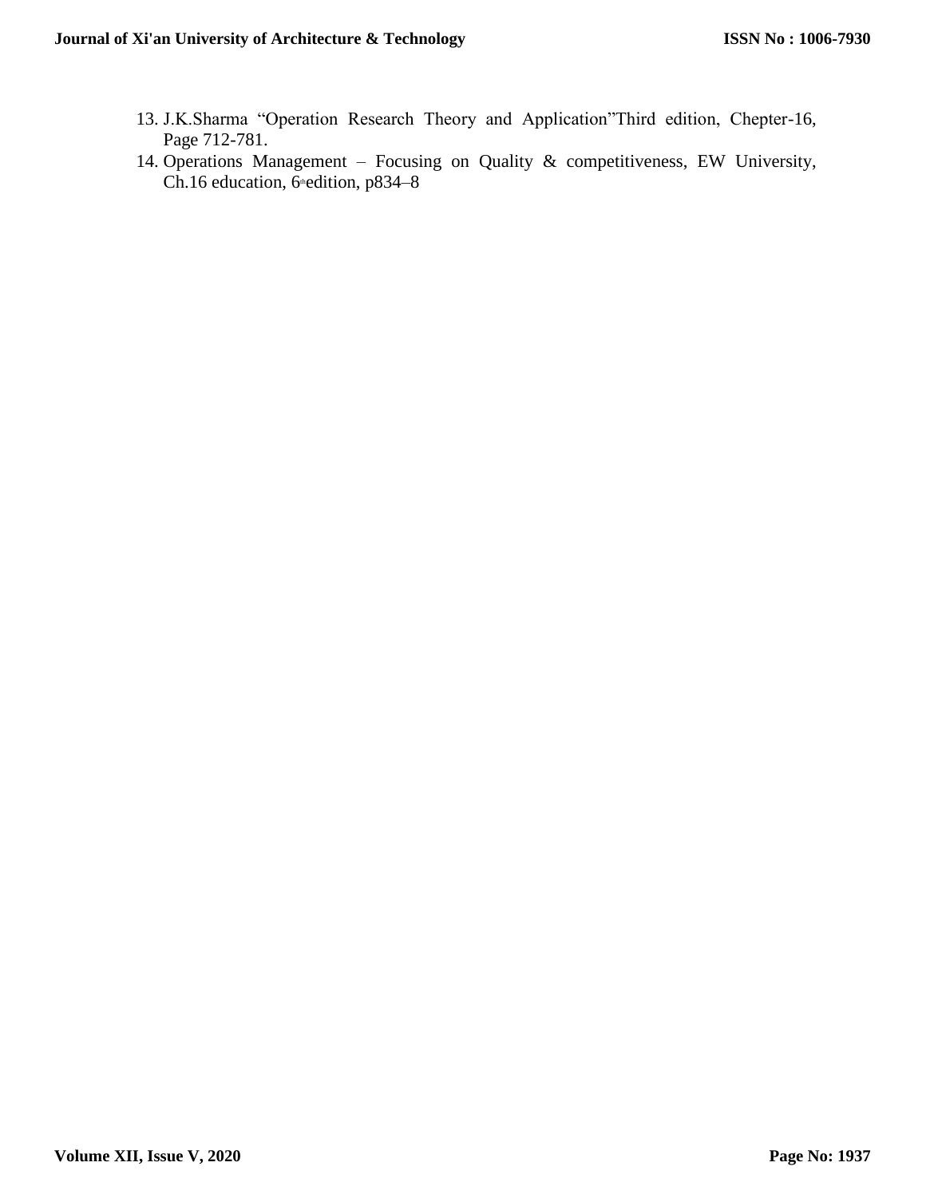13. J.K.Sharma “Operation Research Theory and Application”Third edition, Chepter-16, Page 712-781.
14. Operations Management – Focusing on Quality & competitiveness, EW University, Ch.16 education, 6th edition, p834–8